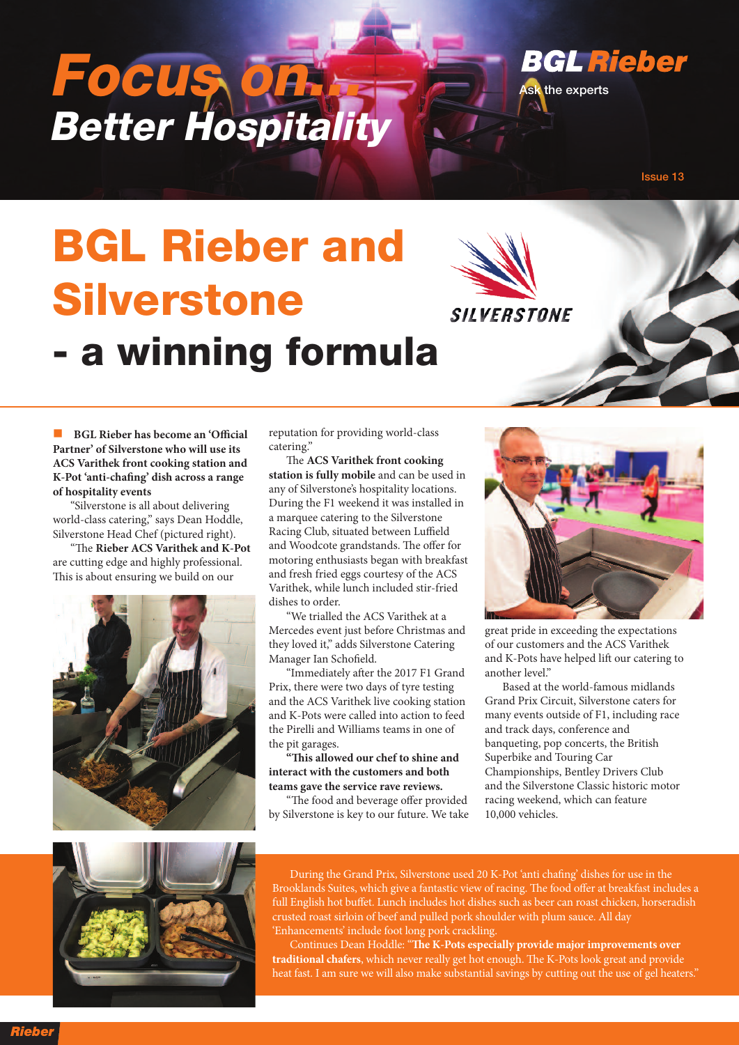# Focus on... Better Hospitality

**BGL Rieber**
Ask the experts

Issue 13

# BGL Rieber and Silverstone - a winning formula

SILVERSTONE

**BGL Rieber has become an 'Official Partner' of Silverstone who will use its ACS Varithek front cooking station and K-Pot 'anti-chafing' dish across a range of hospitality events**

"Silverstone is all about delivering world-class catering," says Dean Hoddle, Silverstone Head Chef (pictured right).

"The **Rieber ACS Varithek and K-Pot** are cutting edge and highly professional. This is about ensuring we build on our reputation for providing world-class catering."

The **ACS Varithek front cooking station is fully mobile** and can be used in any of Silverstone's hospitality locations. During the F1 weekend it was installed in a marquee catering to the Silverstone Racing Club, situated between Luffield and Woodcote grandstands. The offer for motoring enthusiasts began with breakfast and fresh fried eggs courtesy of the ACS Varithek, while lunch included stir-fried dishes to order.

"We trialled the ACS Varithek at a Mercedes event just before Christmas and they loved it," adds Silverstone Catering Manager Ian Schofield.

"Immediately after the 2017 F1 Grand Prix, there were two days of tyre testing and the ACS Varithek live cooking station and K-Pots were called into action to feed the Pirelli and Williams teams in one of the pit garages.

**"This allowed our chef to shine and interact with the customers and both teams gave the service rave reviews.**

"The food and beverage offer provided by Silverstone is key to our future. We take great pride in exceeding the expectations of our customers and the ACS Varithek and K-Pots have helped lift our catering to another level."

Based at the world-famous midlands Grand Prix Circuit, Silverstone caters for many events outside of F1, including race and track days, conference and banqueting, pop concerts, the British Superbike and Touring Car Championships, Bentley Drivers Club and the Silverstone Classic historic motor racing weekend, which can feature 10,000 vehicles.

During the Grand Prix, Silverstone used 20 K-Pot 'anti chafing' dishes for use in the Brooklands Suites, which give a fantastic view of racing. The food offer at breakfast includes a full English hot buffet. Lunch includes hot dishes such as beer can roast chicken, horseradish crusted roast sirloin of beef and pulled pork shoulder with plum sauce. All day 'Enhancements' include foot long pork crackling.

Continues Dean Hoddle: **"The K-Pots especially provide major improvements over traditional chafers**, which never really get hot enough. The K-Pots look great and provide heat fast. I am sure we will also make substantial savings by cutting out the use of gel heaters."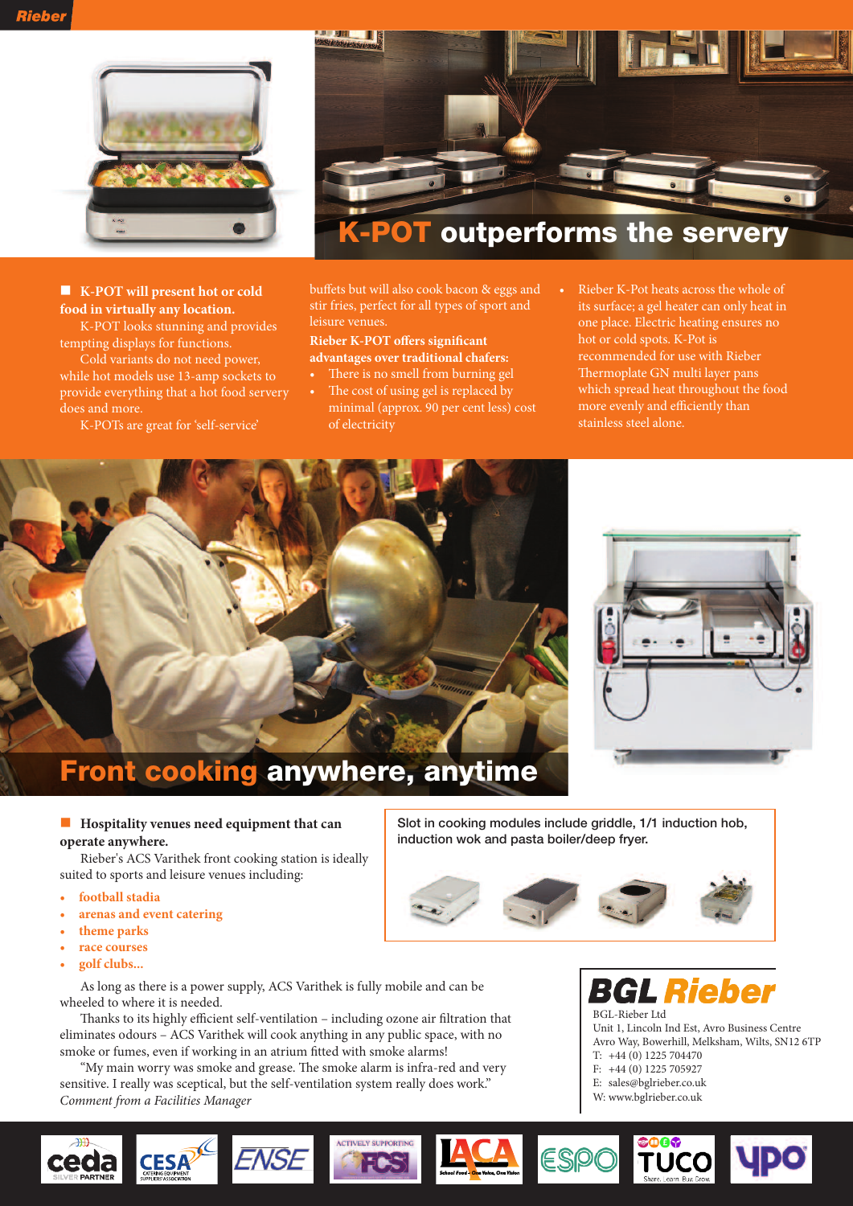## K-POT outperforms the servery

**K-POT will present hot or cold food in virtually any location.**

K-POT looks stunning and provides tempting displays for functions.

Cold variants do not need power, while hot models use 13-amp sockets to provide everything that a hot food servery does and more.

K-POTs are great for 'self-service' buffets but will also cook bacon & eggs and stir fries, perfect for all types of sport and leisure venues.

**Rieber K-POT offers significant advantages over traditional chafers:**

- There is no smell from burning gel
- The cost of using gel is replaced by minimal (approx. 90 per cent less) cost of electricity
- Rieber K-Pot heats across the whole of its surface; a gel heater can only heat in one place. Electric heating ensures no hot or cold spots. K-Pot is recommended for use with Rieber Thermoplate GN multi layer pans which spread heat throughout the food more evenly and efficiently than stainless steel alone.

## Front cooking anywhere, anytime

**Hospitality venues need equipment that can operate anywhere.**

Rieber's ACS Varithek front cooking station is ideally suited to sports and leisure venues including:

- football stadia
- arenas and event catering
- theme parks
- race courses
- golf clubs...

As long as there is a power supply, ACS Varithek is fully mobile and can be wheeled to where it is needed.

Thanks to its highly efficient self-ventilation – including ozone air filtration that eliminates odours – ACS Varithek will cook anything in any public space, with no smoke or fumes, even if working in an atrium fitted with smoke alarms!

"My main worry was smoke and grease. The smoke alarm is infra-red and very sensitive. I really was sceptical, but the self-ventilation system really does work."

*Comment from a Facilities Manager*

Slot in cooking modules include griddle, 1/1 induction hob, induction wok and pasta boiler/deep fryer.

**BGL Rieber**

BGL-Rieber Ltd
Unit 1, Lincoln Ind Est, Avro Business Centre
Avro Way, Bowerhill, Melksham, Wilts, SN12 6TP
T: +44 (0) 1225 704470
F: +44 (0) 1225 705927
E: sales@bglrieber.co.uk
W: www.bglrieber.co.uk